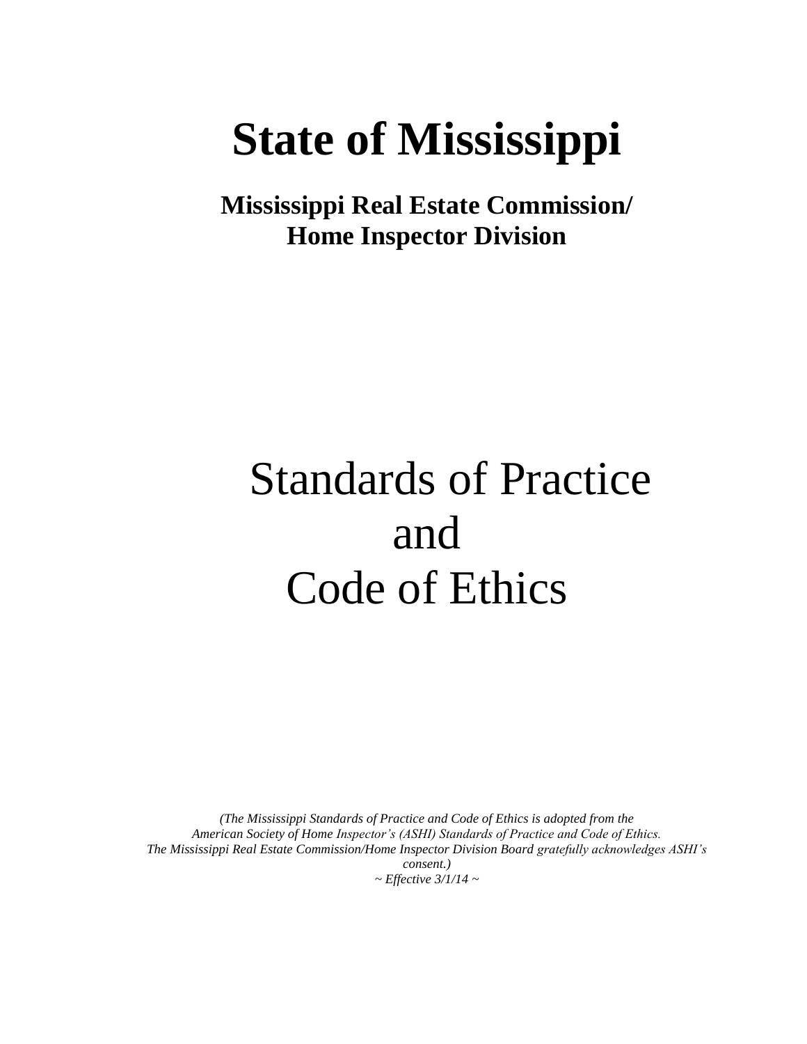# State of Mississippi

## Mississippi Real Estate Commission/ Home Inspector Division

# Standards of Practice and Code of Ethics

*(The Mississippi Standards of Practice and Code of Ethics is adopted from the American Society of Home Inspector's (ASHI) Standards of Practice and Code of Ethics. The Mississippi Real Estate Commission/Home Inspector Division Board gratefully acknowledges ASHI's consent.)*

*~ Effective 3/1/14 ~*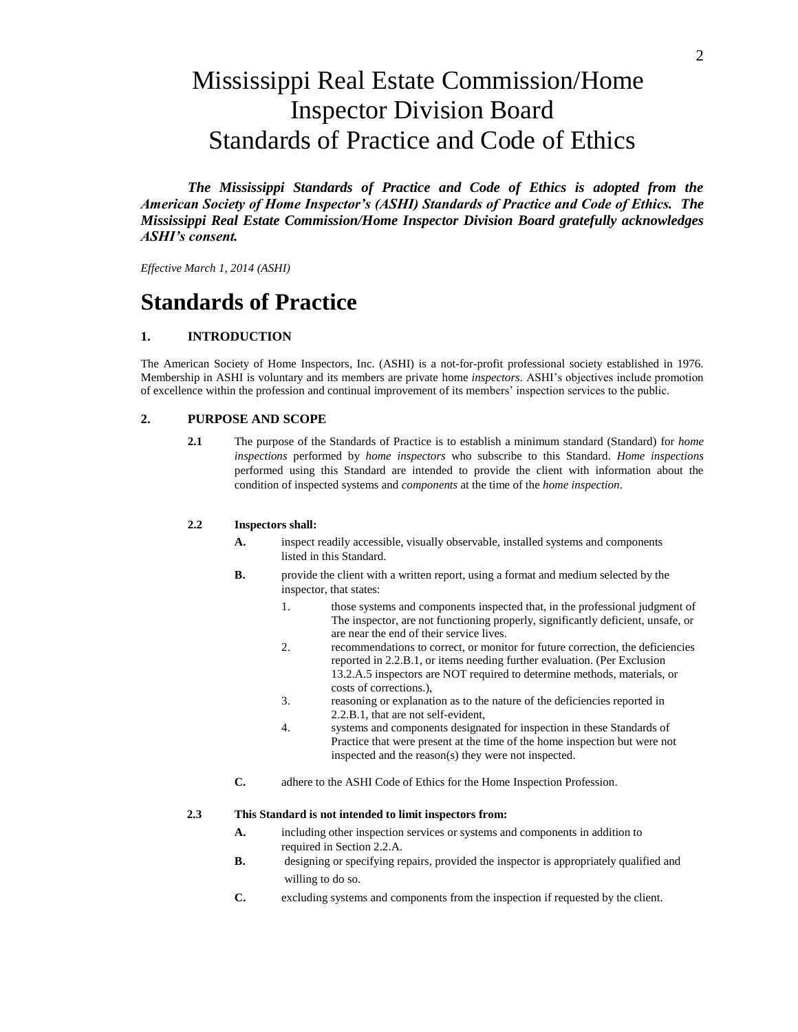# Mississippi Real Estate Commission/Home Inspector Division Board Standards of Practice and Code of Ethics

***The Mississippi Standards of Practice and Code of Ethics is adopted from the American Society of Home Inspector's (ASHI) Standards of Practice and Code of Ethics. The Mississippi Real Estate Commission/Home Inspector Division Board gratefully acknowledges ASHI's consent.***

*Effective March 1, 2014 (ASHI)*

# Standards of Practice

### 1. INTRODUCTION

The American Society of Home Inspectors, Inc. (ASHI) is a not-for-profit professional society established in 1976. Membership in ASHI is voluntary and its members are private home *inspectors*. ASHI's objectives include promotion of excellence within the profession and continual improvement of its members' inspection services to the public.

### 2. PURPOSE AND SCOPE

**2.1** The purpose of the Standards of Practice is to establish a minimum standard (Standard) for *home inspections* performed by *home inspectors* who subscribe to this Standard. *Home inspections* performed using this Standard are intended to provide the client with information about the condition of inspected systems and *components* at the time of the *home inspection*.

**2.2 Inspectors shall:**

- **A.** inspect readily accessible, visually observable, installed systems and components listed in this Standard.
- **B.** provide the client with a written report, using a format and medium selected by the inspector, that states:
  1. those systems and components inspected that, in the professional judgment of The inspector, are not functioning properly, significantly deficient, unsafe, or are near the end of their service lives.
  2. recommendations to correct, or monitor for future correction, the deficiencies reported in 2.2.B.1, or items needing further evaluation. (Per Exclusion 13.2.A.5 inspectors are NOT required to determine methods, materials, or costs of corrections.),
  3. reasoning or explanation as to the nature of the deficiencies reported in 2.2.B.1, that are not self-evident,
  4. systems and components designated for inspection in these Standards of Practice that were present at the time of the home inspection but were not inspected and the reason(s) they were not inspected.
- **C.** adhere to the ASHI Code of Ethics for the Home Inspection Profession.

**2.3 This Standard is not intended to limit inspectors from:**

- **A.** including other inspection services or systems and components in addition to required in Section 2.2.A.
- **B.** designing or specifying repairs, provided the inspector is appropriately qualified and willing to do so.
- **C.** excluding systems and components from the inspection if requested by the client.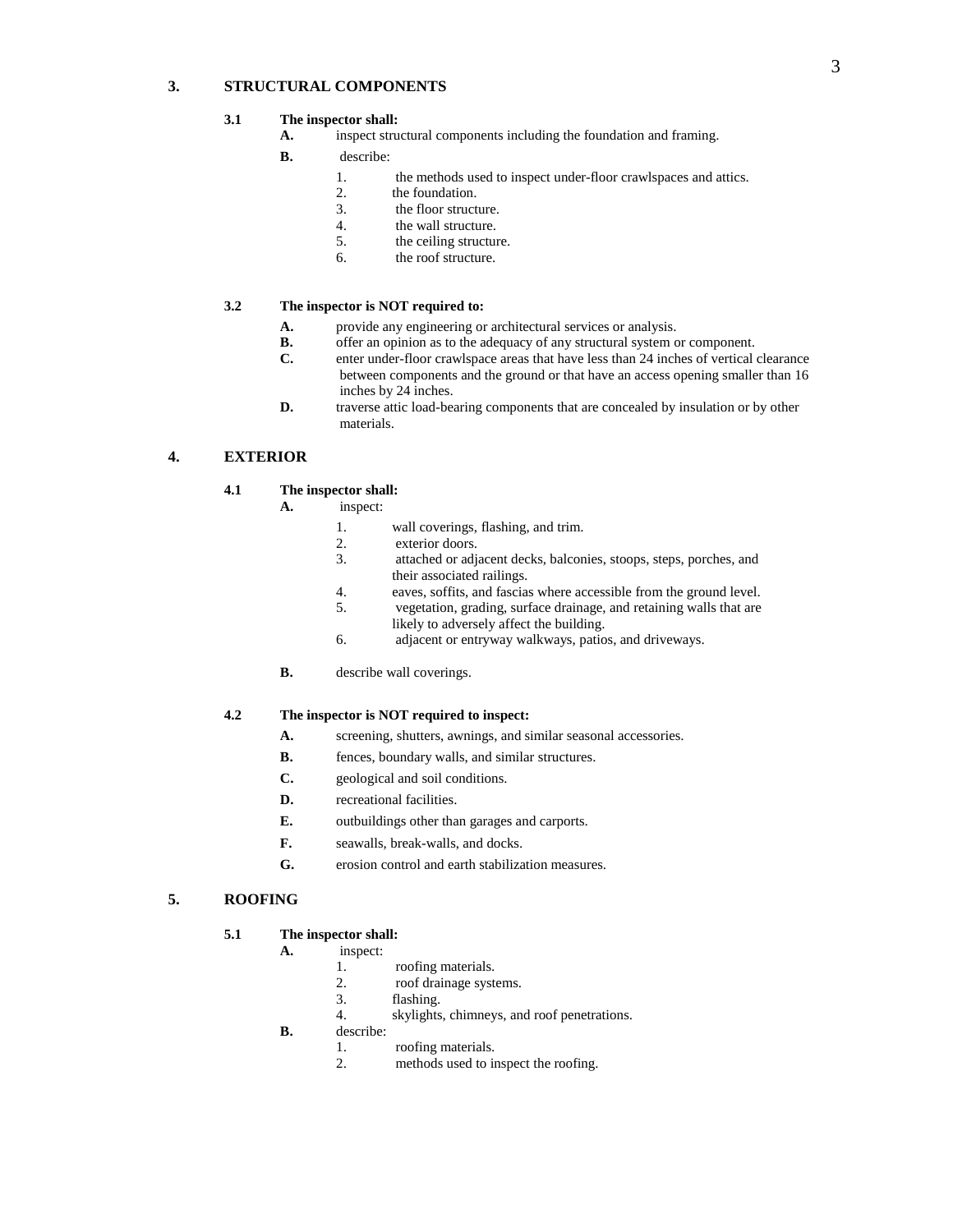## 3. STRUCTURAL COMPONENTS

**3.1 The inspector shall:**

**A.** inspect structural components including the foundation and framing.

**B.** describe:

1. the methods used to inspect under-floor crawlspaces and attics.
2. the foundation.
3. the floor structure.
4. the wall structure.
5. the ceiling structure.
6. the roof structure.

**3.2 The inspector is NOT required to:**

**A.** provide any engineering or architectural services or analysis.

**B.** offer an opinion as to the adequacy of any structural system or component.

**C.** enter under-floor crawlspace areas that have less than 24 inches of vertical clearance between components and the ground or that have an access opening smaller than 16 inches by 24 inches.

**D.** traverse attic load-bearing components that are concealed by insulation or by other materials.

## 4. EXTERIOR

**4.1 The inspector shall:**

**A.** inspect:

1. wall coverings, flashing, and trim.
2. exterior doors.
3. attached or adjacent decks, balconies, stoops, steps, porches, and their associated railings.
4. eaves, soffits, and fascias where accessible from the ground level.
5. vegetation, grading, surface drainage, and retaining walls that are likely to adversely affect the building.
6. adjacent or entryway walkways, patios, and driveways.

**B.** describe wall coverings.

**4.2 The inspector is NOT required to inspect:**

**A.** screening, shutters, awnings, and similar seasonal accessories.

**B.** fences, boundary walls, and similar structures.

**C.** geological and soil conditions.

**D.** recreational facilities.

**E.** outbuildings other than garages and carports.

**F.** seawalls, break-walls, and docks.

**G.** erosion control and earth stabilization measures.

## 5. ROOFING

**5.1 The inspector shall:**

**A.** inspect:

1. roofing materials.
2. roof drainage systems.
3. flashing.
4. skylights, chimneys, and roof penetrations.

**B.** describe:

1. roofing materials.
2. methods used to inspect the roofing.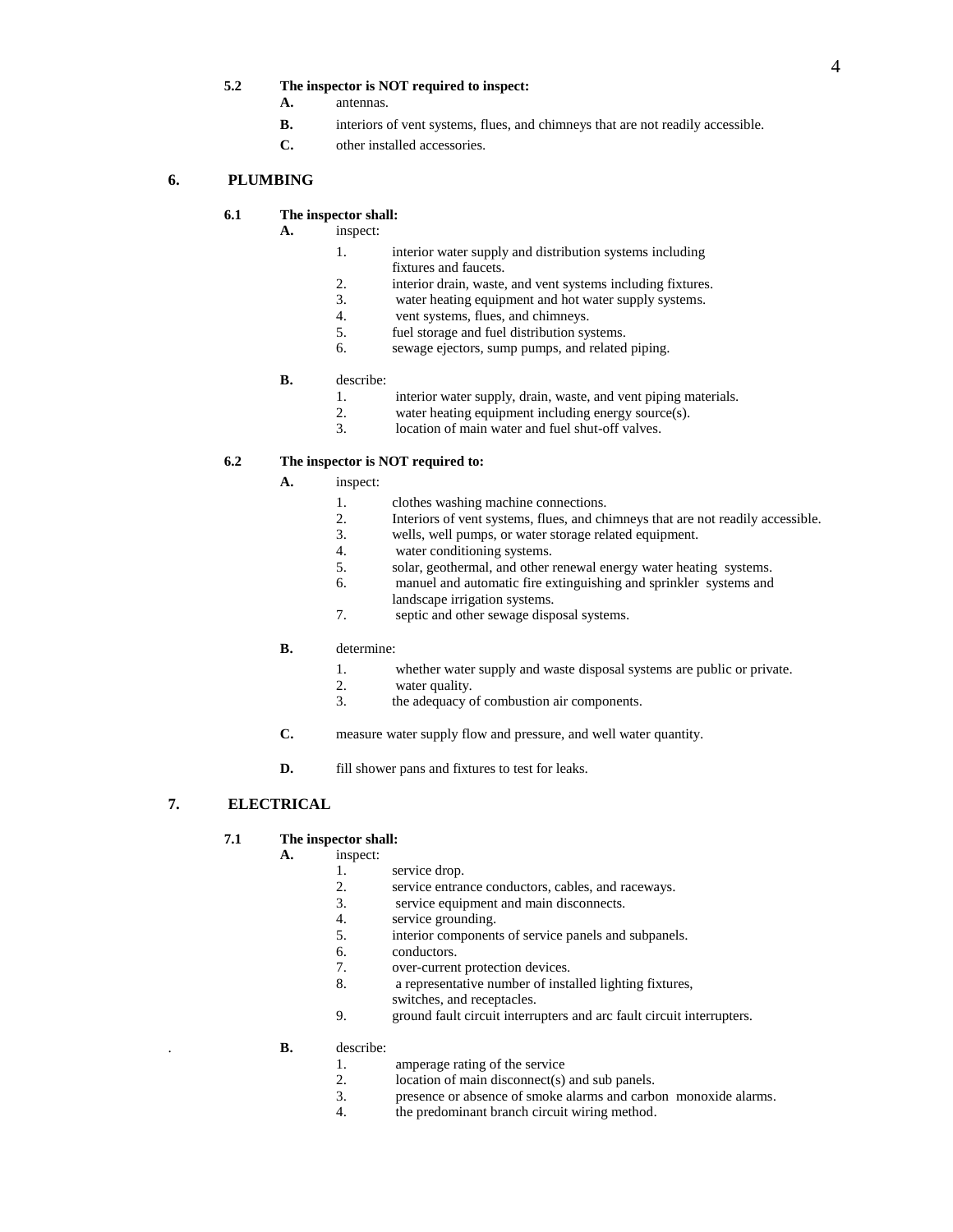**5.2 The inspector is NOT required to inspect:**

- **A.** antennas.
- **B.** interiors of vent systems, flues, and chimneys that are not readily accessible.
- **C.** other installed accessories.

## 6. PLUMBING

**6.1 The inspector shall:**

- **A.** inspect:
  1. interior water supply and distribution systems including fixtures and faucets.
  2. interior drain, waste, and vent systems including fixtures.
  3. water heating equipment and hot water supply systems.
  4. vent systems, flues, and chimneys.
  5. fuel storage and fuel distribution systems.
  6. sewage ejectors, sump pumps, and related piping.

- **B.** describe:
  1. interior water supply, drain, waste, and vent piping materials.
  2. water heating equipment including energy source(s).
  3. location of main water and fuel shut-off valves.

**6.2 The inspector is NOT required to:**

- **A.** inspect:
  1. clothes washing machine connections.
  2. Interiors of vent systems, flues, and chimneys that are not readily accessible.
  3. wells, well pumps, or water storage related equipment.
  4. water conditioning systems.
  5. solar, geothermal, and other renewal energy water heating systems.
  6. manuel and automatic fire extinguishing and sprinkler systems and landscape irrigation systems.
  7. septic and other sewage disposal systems.

- **B.** determine:
  1. whether water supply and waste disposal systems are public or private.
  2. water quality.
  3. the adequacy of combustion air components.

- **C.** measure water supply flow and pressure, and well water quantity.

- **D.** fill shower pans and fixtures to test for leaks.

## 7. ELECTRICAL

**7.1 The inspector shall:**

- **A.** inspect:
  1. service drop.
  2. service entrance conductors, cables, and raceways.
  3. service equipment and main disconnects.
  4. service grounding.
  5. interior components of service panels and subpanels.
  6. conductors.
  7. over-current protection devices.
  8. a representative number of installed lighting fixtures, switches, and receptacles.
  9. ground fault circuit interrupters and arc fault circuit interrupters.

- **B.** describe:
  1. amperage rating of the service
  2. location of main disconnect(s) and sub panels.
  3. presence or absence of smoke alarms and carbon monoxide alarms.
  4. the predominant branch circuit wiring method.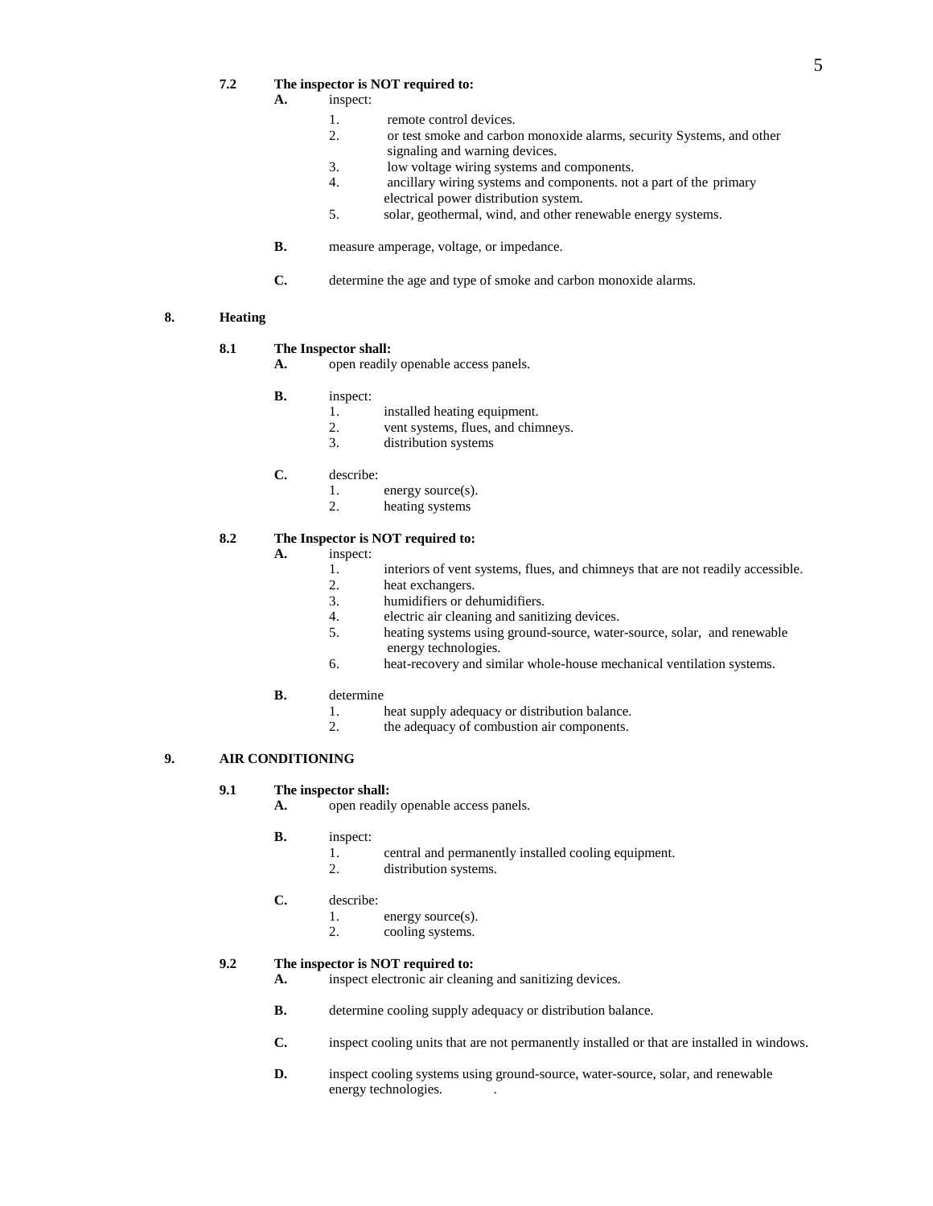**7.2 The inspector is NOT required to:**

**A.** inspect:

1. remote control devices.
2. or test smoke and carbon monoxide alarms, security Systems, and other signaling and warning devices.
3. low voltage wiring systems and components.
4. ancillary wiring systems and components. not a part of the primary electrical power distribution system.
5. solar, geothermal, wind, and other renewable energy systems.

**B.** measure amperage, voltage, or impedance.

**C.** determine the age and type of smoke and carbon monoxide alarms.

## 8. Heating

**8.1 The Inspector shall:**

**A.** open readily openable access panels.

**B.** inspect:

1. installed heating equipment.
2. vent systems, flues, and chimneys.
3. distribution systems

**C.** describe:

1. energy source(s).
2. heating systems

**8.2 The Inspector is NOT required to:**

**A.** inspect:

1. interiors of vent systems, flues, and chimneys that are not readily accessible.
2. heat exchangers.
3. humidifiers or dehumidifiers.
4. electric air cleaning and sanitizing devices.
5. heating systems using ground-source, water-source, solar, and renewable energy technologies.
6. heat-recovery and similar whole-house mechanical ventilation systems.

**B.** determine

1. heat supply adequacy or distribution balance.
2. the adequacy of combustion air components.

## 9. AIR CONDITIONING

**9.1 The inspector shall:**

**A.** open readily openable access panels.

**B.** inspect:

1. central and permanently installed cooling equipment.
2. distribution systems.

**C.** describe:

1. energy source(s).
2. cooling systems.

**9.2 The inspector is NOT required to:**

**A.** inspect electronic air cleaning and sanitizing devices.

**B.** determine cooling supply adequacy or distribution balance.

**C.** inspect cooling units that are not permanently installed or that are installed in windows.

**D.** inspect cooling systems using ground-source, water-source, solar, and renewable energy technologies. .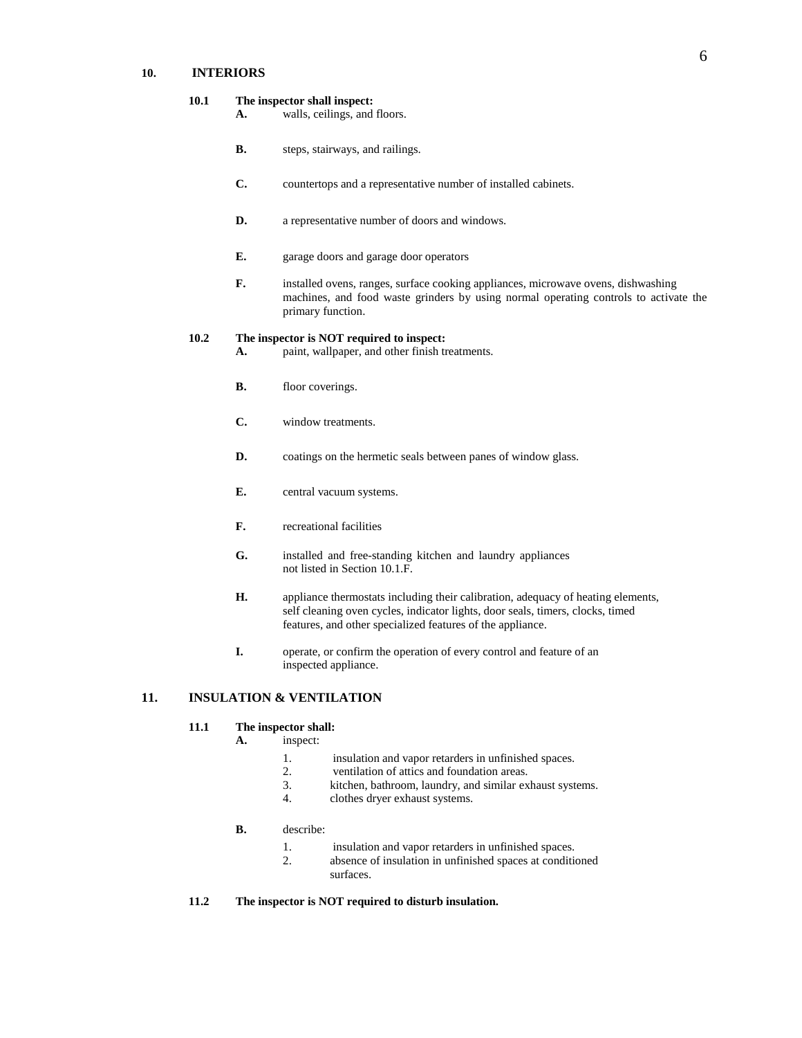## 10. INTERIORS

**10.1 The inspector shall inspect:**

- **A.** walls, ceilings, and floors.
- **B.** steps, stairways, and railings.
- **C.** countertops and a representative number of installed cabinets.
- **D.** a representative number of doors and windows.
- **E.** garage doors and garage door operators
- **F.** installed ovens, ranges, surface cooking appliances, microwave ovens, dishwashing machines, and food waste grinders by using normal operating controls to activate the primary function.

**10.2 The inspector is NOT required to inspect:**

- **A.** paint, wallpaper, and other finish treatments.
- **B.** floor coverings.
- **C.** window treatments.
- **D.** coatings on the hermetic seals between panes of window glass.
- **E.** central vacuum systems.
- **F.** recreational facilities
- **G.** installed and free-standing kitchen and laundry appliances not listed in Section 10.1.F.
- **H.** appliance thermostats including their calibration, adequacy of heating elements, self cleaning oven cycles, indicator lights, door seals, timers, clocks, timed features, and other specialized features of the appliance.
- **I.** operate, or confirm the operation of every control and feature of an inspected appliance.

## 11. INSULATION & VENTILATION

**11.1 The inspector shall:**

- **A.** inspect:
  1. insulation and vapor retarders in unfinished spaces.
  2. ventilation of attics and foundation areas.
  3. kitchen, bathroom, laundry, and similar exhaust systems.
  4. clothes dryer exhaust systems.
- **B.** describe:
  1. insulation and vapor retarders in unfinished spaces.
  2. absence of insulation in unfinished spaces at conditioned surfaces.

**11.2 The inspector is NOT required to disturb insulation.**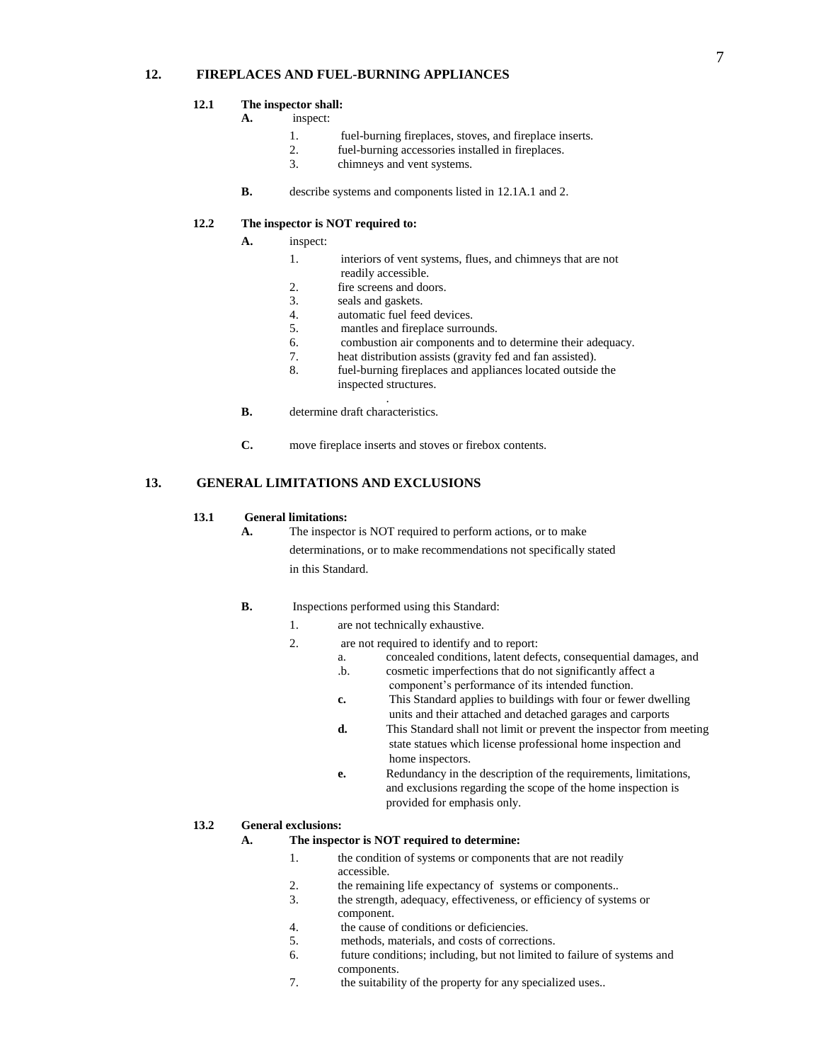## 12. FIREPLACES AND FUEL-BURNING APPLIANCES

### 12.1 The inspector shall:

**A.** inspect:

1. fuel-burning fireplaces, stoves, and fireplace inserts.
2. fuel-burning accessories installed in fireplaces.
3. chimneys and vent systems.

**B.** describe systems and components listed in 12.1A.1 and 2.

### 12.2 The inspector is NOT required to:

**A.** inspect:

1. interiors of vent systems, flues, and chimneys that are not readily accessible.
2. fire screens and doors.
3. seals and gaskets.
4. automatic fuel feed devices.
5. mantles and fireplace surrounds.
6. combustion air components and to determine their adequacy.
7. heat distribution assists (gravity fed and fan assisted).
8. fuel-burning fireplaces and appliances located outside the inspected structures.

.

**B.** determine draft characteristics.

**C.** move fireplace inserts and stoves or firebox contents.

## 13. GENERAL LIMITATIONS AND EXCLUSIONS

### 13.1 General limitations:

**A.** The inspector is NOT required to perform actions, or to make determinations, or to make recommendations not specifically stated in this Standard.

**B.** Inspections performed using this Standard:

1. are not technically exhaustive.
2. are not required to identify and to report:
   a. concealed conditions, latent defects, consequential damages, and
   .b. cosmetic imperfections that do not significantly affect a component's performance of its intended function.
   **c.** This Standard applies to buildings with four or fewer dwelling units and their attached and detached garages and carports
   **d.** This Standard shall not limit or prevent the inspector from meeting state statues which license professional home inspection and home inspectors.
   **e.** Redundancy in the description of the requirements, limitations, and exclusions regarding the scope of the home inspection is provided for emphasis only.

### 13.2 General exclusions:

**A. The inspector is NOT required to determine:**

1. the condition of systems or components that are not readily accessible.
2. the remaining life expectancy of systems or components..
3. the strength, adequacy, effectiveness, or efficiency of systems or component.
4. the cause of conditions or deficiencies.
5. methods, materials, and costs of corrections.
6. future conditions; including, but not limited to failure of systems and components.
7. the suitability of the property for any specialized uses..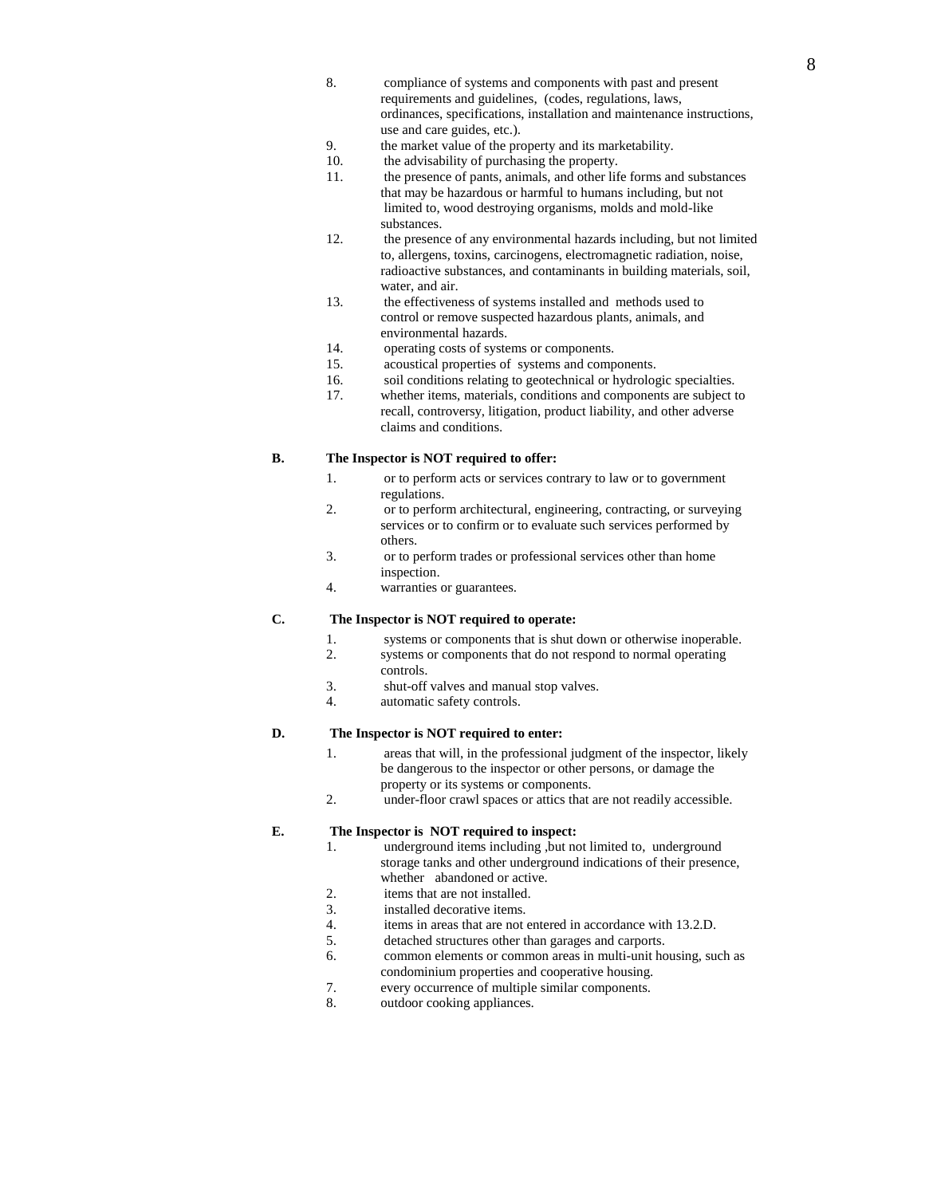8. compliance of systems and components with past and present requirements and guidelines, (codes, regulations, laws, ordinances, specifications, installation and maintenance instructions, use and care guides, etc.).
9. the market value of the property and its marketability.
10. the advisability of purchasing the property.
11. the presence of pants, animals, and other life forms and substances that may be hazardous or harmful to humans including, but not limited to, wood destroying organisms, molds and mold-like substances.
12. the presence of any environmental hazards including, but not limited to, allergens, toxins, carcinogens, electromagnetic radiation, noise, radioactive substances, and contaminants in building materials, soil, water, and air.
13. the effectiveness of systems installed and methods used to control or remove suspected hazardous plants, animals, and environmental hazards.
14. operating costs of systems or components.
15. acoustical properties of systems and components.
16. soil conditions relating to geotechnical or hydrologic specialties.
17. whether items, materials, conditions and components are subject to recall, controversy, litigation, product liability, and other adverse claims and conditions.

**B. The Inspector is NOT required to offer:**

1. or to perform acts or services contrary to law or to government regulations.
2. or to perform architectural, engineering, contracting, or surveying services or to confirm or to evaluate such services performed by others.
3. or to perform trades or professional services other than home inspection.
4. warranties or guarantees.

**C. The Inspector is NOT required to operate:**

1. systems or components that is shut down or otherwise inoperable.
2. systems or components that do not respond to normal operating controls.
3. shut-off valves and manual stop valves.
4. automatic safety controls.

**D. The Inspector is NOT required to enter:**

1. areas that will, in the professional judgment of the inspector, likely be dangerous to the inspector or other persons, or damage the property or its systems or components.
2. under-floor crawl spaces or attics that are not readily accessible.

**E. The Inspector is NOT required to inspect:**

1. underground items including ,but not limited to, underground storage tanks and other underground indications of their presence, whether abandoned or active.
2. items that are not installed.
3. installed decorative items.
4. items in areas that are not entered in accordance with 13.2.D.
5. detached structures other than garages and carports.
6. common elements or common areas in multi-unit housing, such as condominium properties and cooperative housing.
7. every occurrence of multiple similar components.
8. outdoor cooking appliances.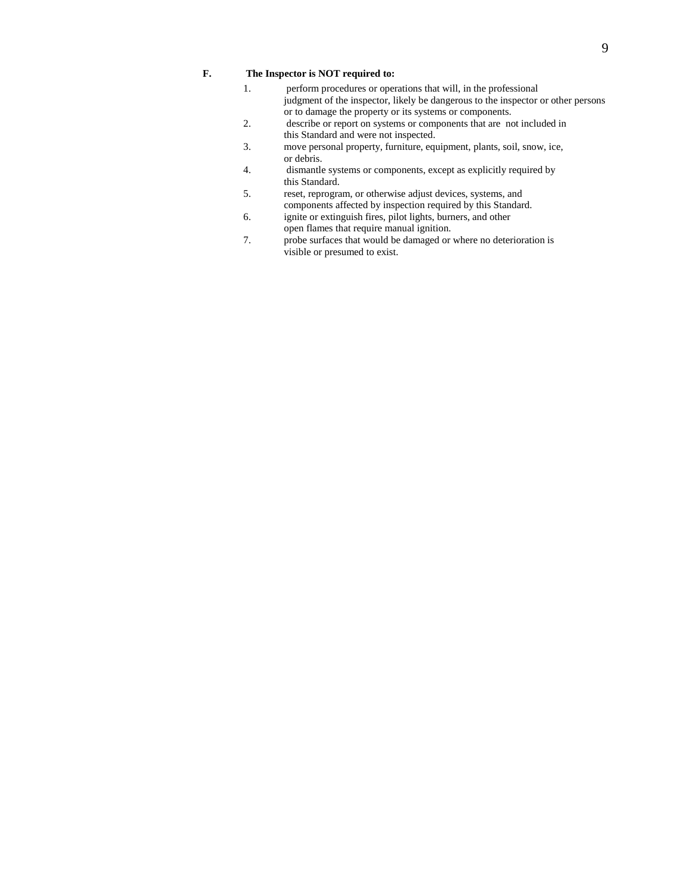**F. The Inspector is NOT required to:**

1. perform procedures or operations that will, in the professional judgment of the inspector, likely be dangerous to the inspector or other persons or to damage the property or its systems or components.
2. describe or report on systems or components that are not included in this Standard and were not inspected.
3. move personal property, furniture, equipment, plants, soil, snow, ice, or debris.
4. dismantle systems or components, except as explicitly required by this Standard.
5. reset, reprogram, or otherwise adjust devices, systems, and components affected by inspection required by this Standard.
6. ignite or extinguish fires, pilot lights, burners, and other open flames that require manual ignition.
7. probe surfaces that would be damaged or where no deterioration is visible or presumed to exist.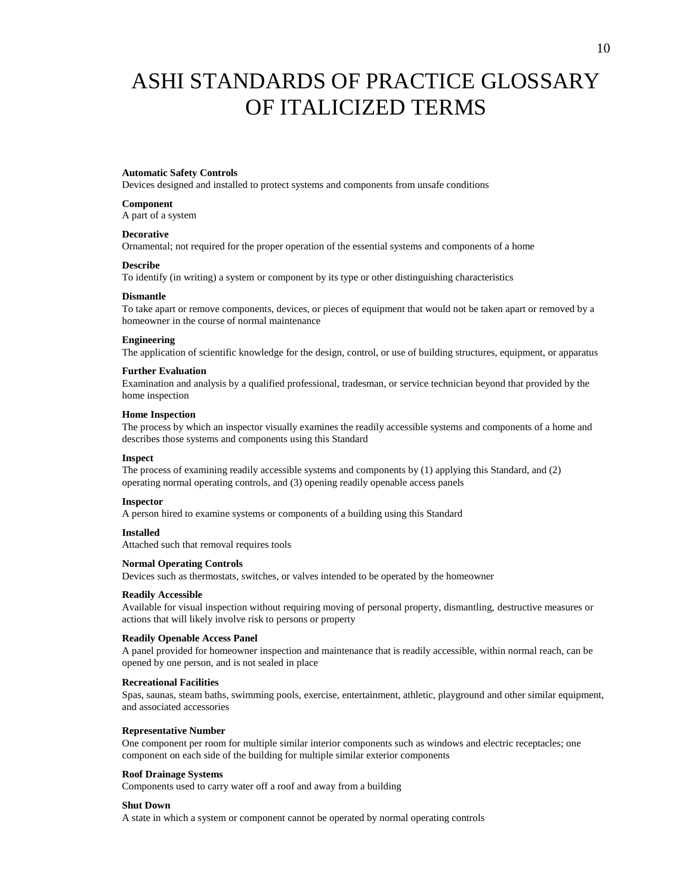# ASHI STANDARDS OF PRACTICE GLOSSARY OF ITALICIZED TERMS

**Automatic Safety Controls**
Devices designed and installed to protect systems and components from unsafe conditions

**Component**
A part of a system

**Decorative**
Ornamental; not required for the proper operation of the essential systems and components of a home

**Describe**
To identify (in writing) a system or component by its type or other distinguishing characteristics

**Dismantle**
To take apart or remove components, devices, or pieces of equipment that would not be taken apart or removed by a homeowner in the course of normal maintenance

**Engineering**
The application of scientific knowledge for the design, control, or use of building structures, equipment, or apparatus

**Further Evaluation**
Examination and analysis by a qualified professional, tradesman, or service technician beyond that provided by the home inspection

**Home Inspection**
The process by which an inspector visually examines the readily accessible systems and components of a home and describes those systems and components using this Standard

**Inspect**
The process of examining readily accessible systems and components by (1) applying this Standard, and (2) operating normal operating controls, and (3) opening readily openable access panels

**Inspector**
A person hired to examine systems or components of a building using this Standard

**Installed**
Attached such that removal requires tools

**Normal Operating Controls**
Devices such as thermostats, switches, or valves intended to be operated by the homeowner

**Readily Accessible**
Available for visual inspection without requiring moving of personal property, dismantling, destructive measures or actions that will likely involve risk to persons or property

**Readily Openable Access Panel**
A panel provided for homeowner inspection and maintenance that is readily accessible, within normal reach, can be opened by one person, and is not sealed in place

**Recreational Facilities**
Spas, saunas, steam baths, swimming pools, exercise, entertainment, athletic, playground and other similar equipment, and associated accessories

**Representative Number**
One component per room for multiple similar interior components such as windows and electric receptacles; one component on each side of the building for multiple similar exterior components

**Roof Drainage Systems**
Components used to carry water off a roof and away from a building

**Shut Down**
A state in which a system or component cannot be operated by normal operating controls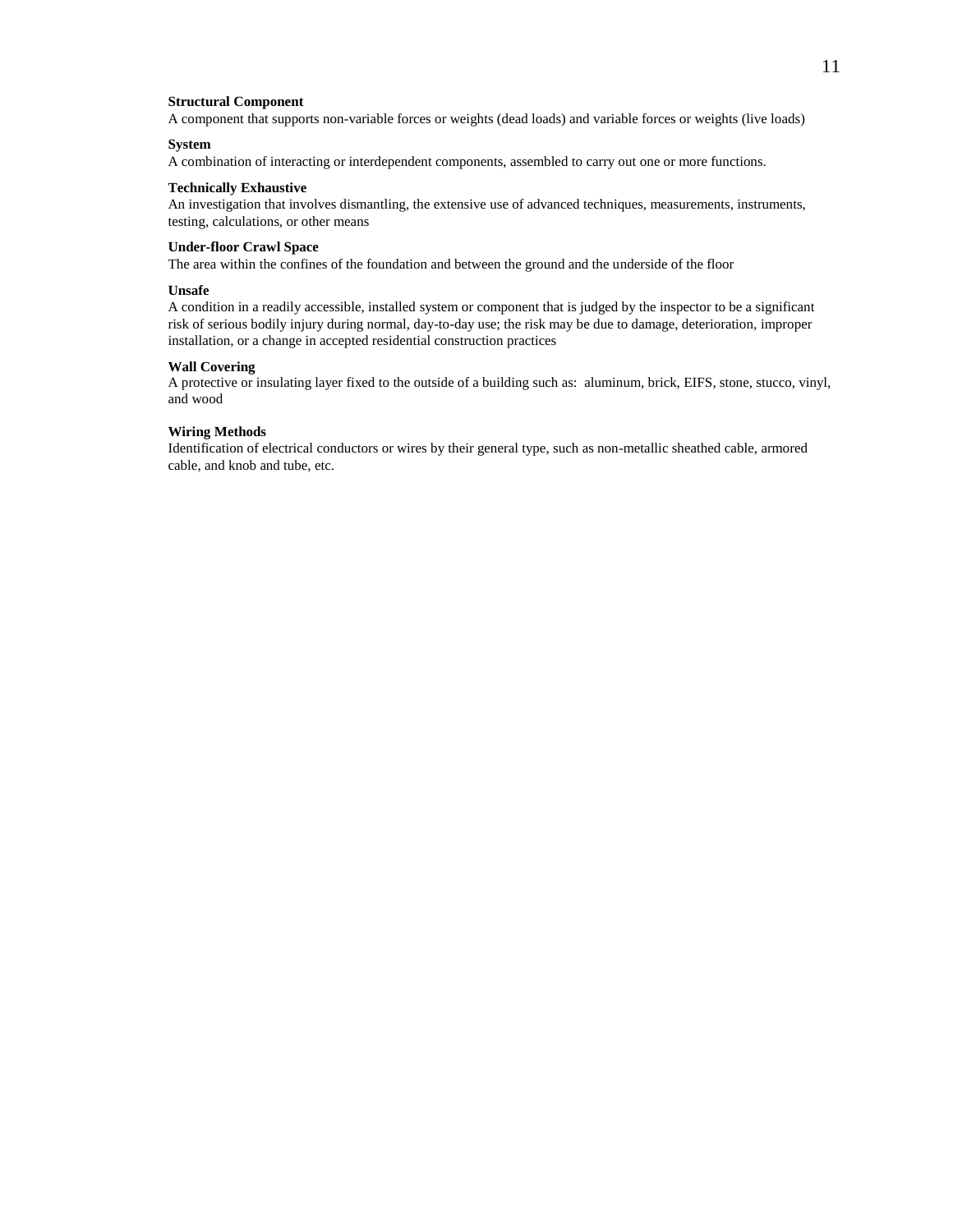**Structural Component**
A component that supports non-variable forces or weights (dead loads) and variable forces or weights (live loads)

**System**
A combination of interacting or interdependent components, assembled to carry out one or more functions.

**Technically Exhaustive**
An investigation that involves dismantling, the extensive use of advanced techniques, measurements, instruments, testing, calculations, or other means

**Under-floor Crawl Space**
The area within the confines of the foundation and between the ground and the underside of the floor

**Unsafe**
A condition in a readily accessible, installed system or component that is judged by the inspector to be a significant risk of serious bodily injury during normal, day-to-day use; the risk may be due to damage, deterioration, improper installation, or a change in accepted residential construction practices

**Wall Covering**
A protective or insulating layer fixed to the outside of a building such as: aluminum, brick, EIFS, stone, stucco, vinyl, and wood

**Wiring Methods**
Identification of electrical conductors or wires by their general type, such as non-metallic sheathed cable, armored cable, and knob and tube, etc.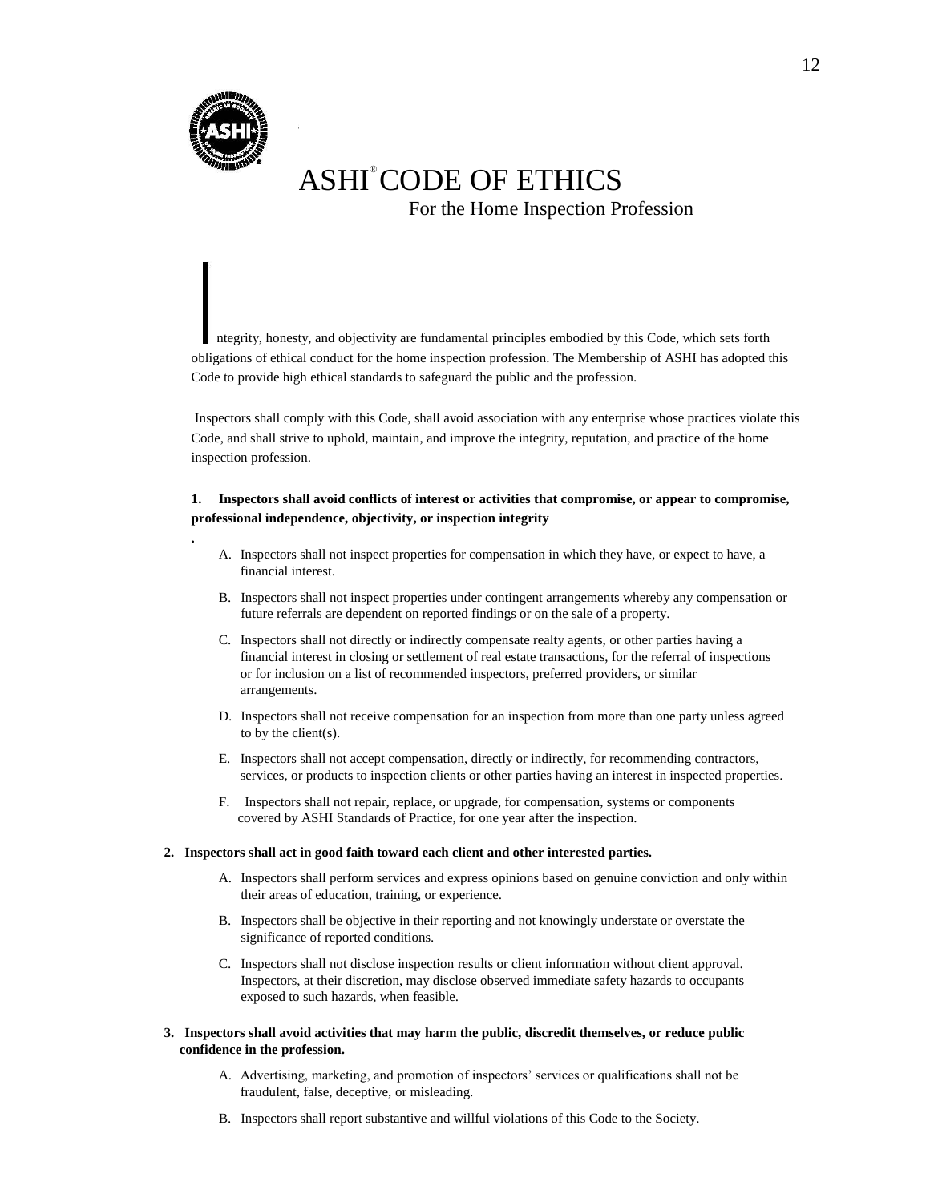# ASHI® CODE OF ETHICS

## For the Home Inspection Profession

Integrity, honesty, and objectivity are fundamental principles embodied by this Code, which sets forth obligations of ethical conduct for the home inspection profession. The Membership of ASHI has adopted this Code to provide high ethical standards to safeguard the public and the profession.

Inspectors shall comply with this Code, shall avoid association with any enterprise whose practices violate this Code, and shall strive to uphold, maintain, and improve the integrity, reputation, and practice of the home inspection profession.

**1. Inspectors shall avoid conflicts of interest or activities that compromise, or appear to compromise, professional independence, objectivity, or inspection integrity**

.

A. Inspectors shall not inspect properties for compensation in which they have, or expect to have, a financial interest.

B. Inspectors shall not inspect properties under contingent arrangements whereby any compensation or future referrals are dependent on reported findings or on the sale of a property.

C. Inspectors shall not directly or indirectly compensate realty agents, or other parties having a financial interest in closing or settlement of real estate transactions, for the referral of inspections or for inclusion on a list of recommended inspectors, preferred providers, or similar arrangements.

D. Inspectors shall not receive compensation for an inspection from more than one party unless agreed to by the client(s).

E. Inspectors shall not accept compensation, directly or indirectly, for recommending contractors, services, or products to inspection clients or other parties having an interest in inspected properties.

F. Inspectors shall not repair, replace, or upgrade, for compensation, systems or components covered by ASHI Standards of Practice, for one year after the inspection.

**2. Inspectors shall act in good faith toward each client and other interested parties.**

A. Inspectors shall perform services and express opinions based on genuine conviction and only within their areas of education, training, or experience.

B. Inspectors shall be objective in their reporting and not knowingly understate or overstate the significance of reported conditions.

C. Inspectors shall not disclose inspection results or client information without client approval. Inspectors, at their discretion, may disclose observed immediate safety hazards to occupants exposed to such hazards, when feasible.

**3. Inspectors shall avoid activities that may harm the public, discredit themselves, or reduce public confidence in the profession.**

A. Advertising, marketing, and promotion of inspectors' services or qualifications shall not be fraudulent, false, deceptive, or misleading.

B. Inspectors shall report substantive and willful violations of this Code to the Society.